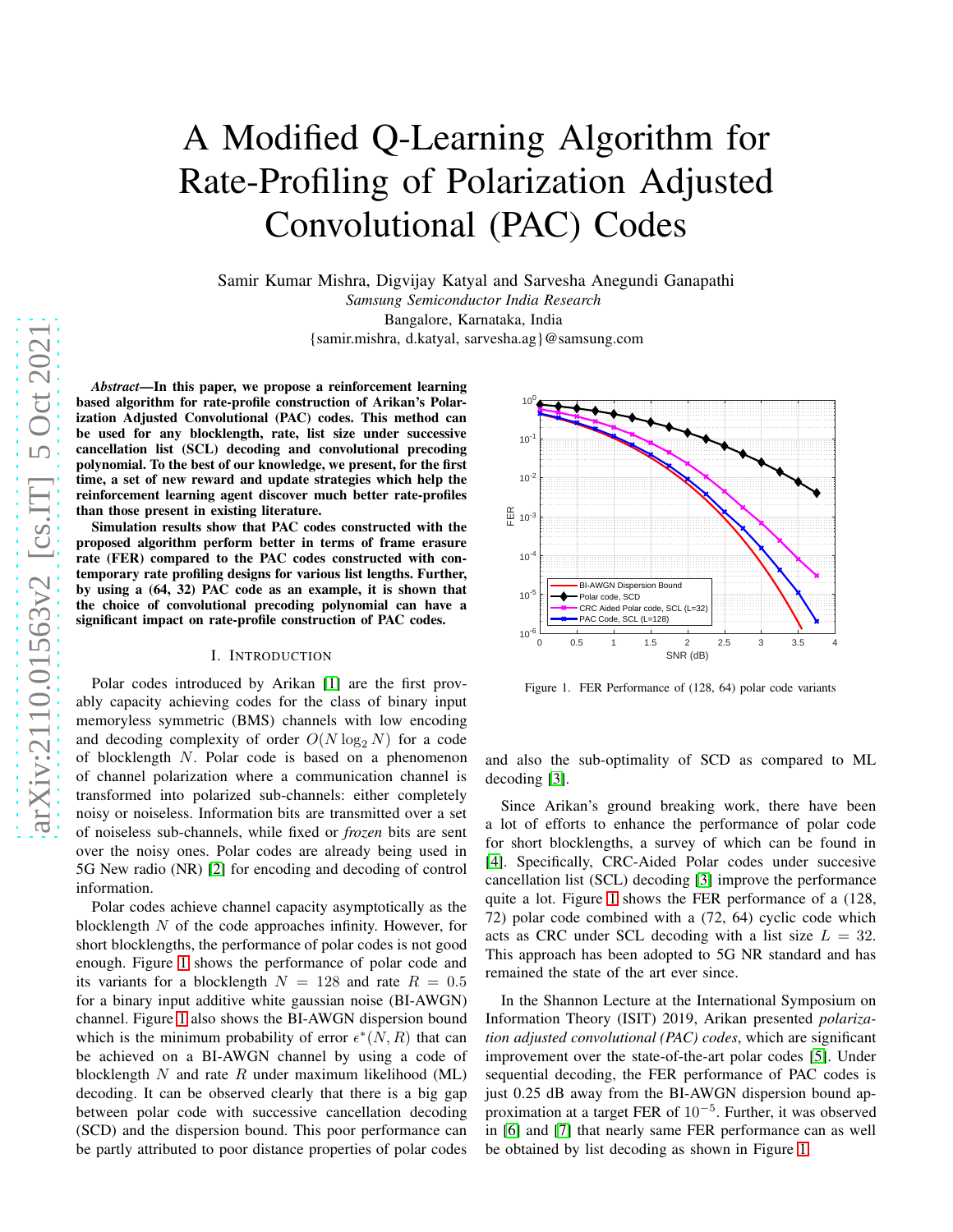# A Modified Q-Learning Algorithm for Rate-Profiling of Polarization Adjusted Convolutional (PAC) Codes

Samir Kumar Mishra, Digvijay Katyal and Sarvesha Anegundi Ganapathi
*Samsung Semiconductor India Research*
Bangalore, Karnataka, India
{samir.mishra, d.katyal, sarvesha.ag}@samsung.com

***Abstract*—In this paper, we propose a reinforcement learning based algorithm for rate-profile construction of Arikan's Polarization Adjusted Convolutional (PAC) codes. This method can be used for any blocklength, rate, list size under successive cancellation list (SCL) decoding and convolutional precoding polynomial. To the best of our knowledge, we present, for the first time, a set of new reward and update strategies which help the reinforcement learning agent discover much better rate-profiles than those present in existing literature.**

**Simulation results show that PAC codes constructed with the proposed algorithm perform better in terms of frame erasure rate (FER) compared to the PAC codes constructed with contemporary rate profiling designs for various list lengths. Further, by using a (64, 32) PAC code as an example, it is shown that the choice of convolutional precoding polynomial can have a significant impact on rate-profile construction of PAC codes.**

## I. Introduction

Polar codes introduced by Arikan [1] are the first provably capacity achieving codes for the class of binary input memoryless symmetric (BMS) channels with low encoding and decoding complexity of order $O(N \log_2 N)$ for a code of blocklength $N$. Polar code is based on a phenomenon of channel polarization where a communication channel is transformed into polarized sub-channels: either completely noisy or noiseless. Information bits are transmitted over a set of noiseless sub-channels, while fixed or *frozen* bits are sent over the noisy ones. Polar codes are already being used in 5G New radio (NR) [2] for encoding and decoding of control information.

Polar codes achieve channel capacity asymptotically as the blocklength $N$ of the code approaches infinity. However, for short blocklengths, the performance of polar codes is not good enough. Figure 1 shows the performance of polar code and its variants for a blocklength $N = 128$ and rate $R = 0.5$ for a binary input additive white gaussian noise (BI-AWGN) channel. Figure 1 also shows the BI-AWGN dispersion bound which is the minimum probability of error $\epsilon^*(N, R)$ that can be achieved on a BI-AWGN channel by using a code of blocklength $N$ and rate $R$ under maximum likelihood (ML) decoding. It can be observed clearly that there is a big gap between polar code with successive cancellation decoding (SCD) and the dispersion bound. This poor performance can be partly attributed to poor distance properties of polar codes and also the sub-optimality of SCD as compared to ML decoding [3].

Figure 1. FER Performance of (128, 64) polar code variants

Since Arikan's ground breaking work, there have been a lot of efforts to enhance the performance of polar code for short blocklengths, a survey of which can be found in [4]. Specifically, CRC-Aided Polar codes under succesive cancellation list (SCL) decoding [3] improve the performance quite a lot. Figure 1 shows the FER performance of a (128, 72) polar code combined with a (72, 64) cyclic code which acts as CRC under SCL decoding with a list size $L = 32$. This approach has been adopted to 5G NR standard and has remained the state of the art ever since.

In the Shannon Lecture at the International Symposium on Information Theory (ISIT) 2019, Arikan presented *polarization adjusted convolutional (PAC) codes*, which are significant improvement over the state-of-the-art polar codes [5]. Under sequential decoding, the FER performance of PAC codes is just 0.25 dB away from the BI-AWGN dispersion bound approximation at a target FER of $10^{-5}$. Further, it was observed in [6] and [7] that nearly same FER performance can as well be obtained by list decoding as shown in Figure 1.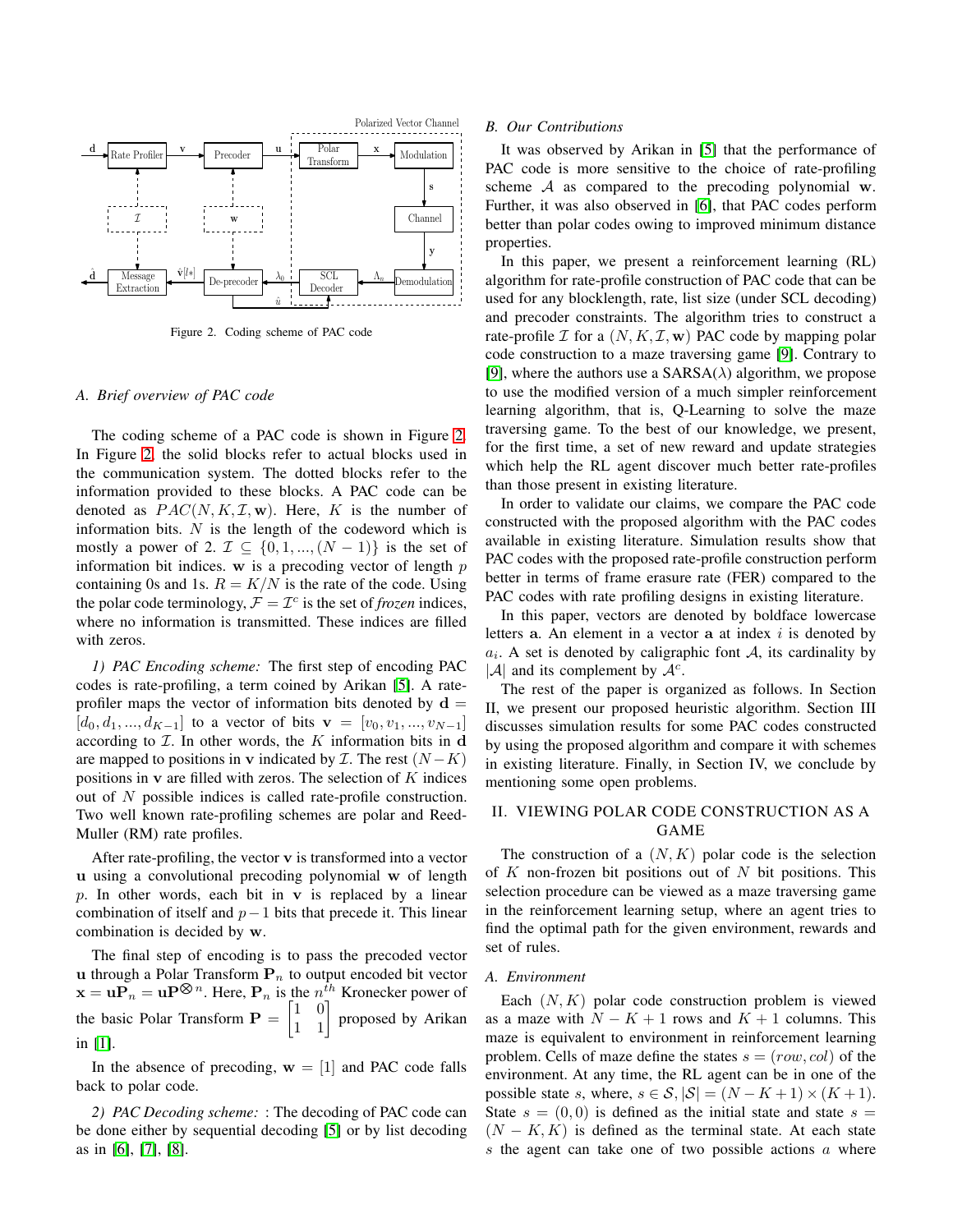Figure 2. Coding scheme of PAC code

### A. Brief overview of PAC code

The coding scheme of a PAC code is shown in Figure 2. In Figure 2, the solid blocks refer to actual blocks used in the communication system. The dotted blocks refer to the information provided to these blocks. A PAC code can be denoted as $PAC(N, K, \mathcal{I}, \mathbf{w})$. Here, $K$ is the number of information bits. $N$ is the length of the codeword which is mostly a power of 2. $\mathcal{I} \subseteq \{0, 1, ..., (N-1)\}$ is the set of information bit indices. $\mathbf{w}$ is a precoding vector of length $p$ containing 0s and 1s. $R = K/N$ is the rate of the code. Using the polar code terminology, $\mathcal{F} = \mathcal{I}^c$ is the set of *frozen* indices, where no information is transmitted. These indices are filled with zeros.

*1) PAC Encoding scheme:* The first step of encoding PAC codes is rate-profiling, a term coined by Arikan [5]. A rate-profiler maps the vector of information bits denoted by $\mathbf{d} = [d_0, d_1, ..., d_{K-1}]$ to a vector of bits $\mathbf{v} = [v_0, v_1, ..., v_{N-1}]$ according to $\mathcal{I}$. In other words, the $K$ information bits in $\mathbf{d}$ are mapped to positions in $\mathbf{v}$ indicated by $\mathcal{I}$. The rest $(N-K)$ positions in $\mathbf{v}$ are filled with zeros. The selection of $K$ indices out of $N$ possible indices is called rate-profile construction. Two well known rate-profiling schemes are polar and Reed-Muller (RM) rate profiles.

After rate-profiling, the vector $\mathbf{v}$ is transformed into a vector $\mathbf{u}$ using a convolutional precoding polynomial $\mathbf{w}$ of length $p$. In other words, each bit in $\mathbf{v}$ is replaced by a linear combination of itself and $p-1$ bits that precede it. This linear combination is decided by $\mathbf{w}$.

The final step of encoding is to pass the precoded vector $\mathbf{u}$ through a Polar Transform $\mathbf{P}_n$ to output encoded bit vector $\mathbf{x} = \mathbf{u}\mathbf{P}_n = \mathbf{u}\mathbf{P}^{\bigotimes n}$. Here, $\mathbf{P}_n$ is the $n^{th}$ Kronecker power of the basic Polar Transform $\mathbf{P} = \begin{bmatrix} 1 & 0 \\ 1 & 1 \end{bmatrix}$ proposed by Arikan in [1].

In the absence of precoding, $\mathbf{w} = [1]$ and PAC code falls back to polar code.

*2) PAC Decoding scheme:* : The decoding of PAC code can be done either by sequential decoding [5] or by list decoding as in [6], [7], [8].

### B. Our Contributions

It was observed by Arikan in [5] that the performance of PAC code is more sensitive to the choice of rate-profiling scheme $\mathcal{A}$ as compared to the precoding polynomial $\mathbf{w}$. Further, it was also observed in [6], that PAC codes perform better than polar codes owing to improved minimum distance properties.

In this paper, we present a reinforcement learning (RL) algorithm for rate-profile construction of PAC code that can be used for any blocklength, rate, list size (under SCL decoding) and precoder constraints. The algorithm tries to construct a rate-profile $\mathcal{I}$ for a $(N, K, \mathcal{I}, \mathbf{w})$ PAC code by mapping polar code construction to a maze traversing game [9]. Contrary to [9], where the authors use a SARSA($\lambda$) algorithm, we propose to use the modified version of a much simpler reinforcement learning algorithm, that is, Q-Learning to solve the maze traversing game. To the best of our knowledge, we present, for the first time, a set of new reward and update strategies which help the RL agent discover much better rate-profiles than those present in existing literature.

In order to validate our claims, we compare the PAC code constructed with the proposed algorithm with the PAC codes available in existing literature. Simulation results show that PAC codes with the proposed rate-profile construction perform better in terms of frame erasure rate (FER) compared to the PAC codes with rate profiling designs in existing literature.

In this paper, vectors are denoted by boldface lowercase letters $\mathbf{a}$. An element in a vector $\mathbf{a}$ at index $i$ is denoted by $a_i$. A set is denoted by caligraphic font $\mathcal{A}$, its cardinality by $|\mathcal{A}|$ and its complement by $\mathcal{A}^c$.

The rest of the paper is organized as follows. In Section II, we present our proposed heuristic algorithm. Section III discusses simulation results for some PAC codes constructed by using the proposed algorithm and compare it with schemes in existing literature. Finally, in Section IV, we conclude by mentioning some open problems.

## II. VIEWING POLAR CODE CONSTRUCTION AS A GAME

The construction of a $(N, K)$ polar code is the selection of $K$ non-frozen bit positions out of $N$ bit positions. This selection procedure can be viewed as a maze traversing game in the reinforcement learning setup, where an agent tries to find the optimal path for the given environment, rewards and set of rules.

### A. Environment

Each $(N, K)$ polar code construction problem is viewed as a maze with $N-K+1$ rows and $K+1$ columns. This maze is equivalent to environment in reinforcement learning problem. Cells of maze define the states $s = (row, col)$ of the environment. At any time, the RL agent can be in one of the possible state $s$, where, $s \in \mathcal{S}, |\mathcal{S}| = (N-K+1) \times (K+1)$. State $s = (0, 0)$ is defined as the initial state and state $s = (N-K, K)$ is defined as the terminal state. At each state $s$ the agent can take one of two possible actions $a$ where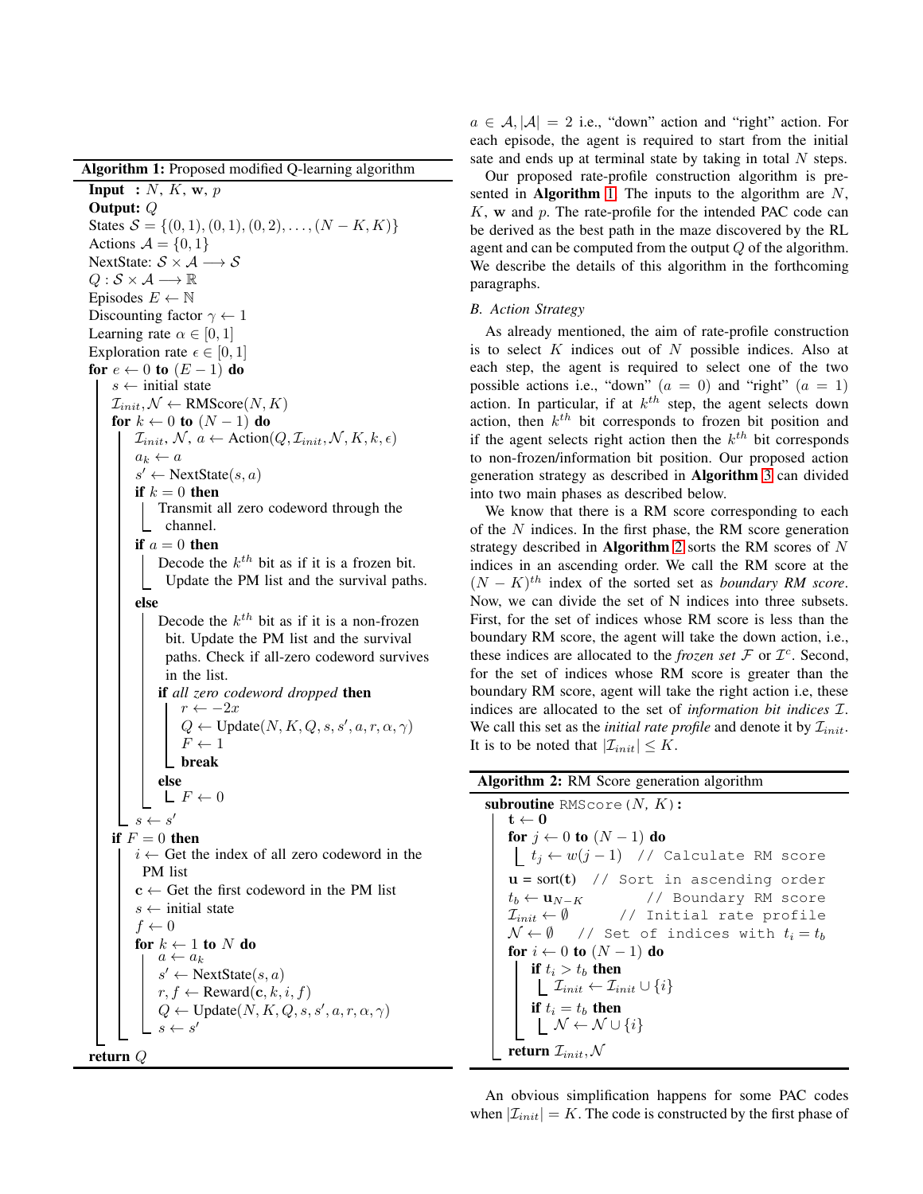**Algorithm 1:** Proposed modified Q-learning algorithm

```
Input  : N, K, w, p
Output: Q
States S = {(0,1), (0,1), (0,2), ..., (N−K, K)}
Actions A = {0,1}
NextState: S × A ⟶ S
Q : S × A ⟶ ℝ
Episodes E ← ℕ
Discounting factor γ ← 1
Learning rate α ∈ [0,1]
Exploration rate ϵ ∈ [0,1]
for e ← 0 to (E − 1) do
    s ← initial state
    I_init, 𝒩 ← RMScore(N, K)
    for k ← 0 to (N − 1) do
        I_init, 𝒩, a ← Action(Q, I_init, 𝒩, K, k, ϵ)
        a_k ← a
        s' ← NextState(s, a)
        if k = 0 then
            Transmit all zero codeword through the channel.
        if a = 0 then
            Decode the k^th bit as if it is a frozen bit.
            Update the PM list and the survival paths.
        else
            Decode the k^th bit as if it is a non-frozen
            bit. Update the PM list and the survival
            paths. Check if all-zero codeword survives
            in the list.
            if all zero codeword dropped then
                r ← −2x
                Q ← Update(N, K, Q, s, s', a, r, α, γ)
                F ← 1
                break
            else
                F ← 0
        s ← s'
    if F = 0 then
        i ← Get the index of all zero codeword in the PM list
        c ← Get the first codeword in the PM list
        s ← initial state
        f ← 0
        for k ← 1 to N do
            a ← a_k
            s' ← NextState(s, a)
            r, f ← Reward(c, k, i, f)
            Q ← Update(N, K, Q, s, s', a, r, α, γ)
            s ← s'
return Q
```

$a \in \mathcal{A}, |\mathcal{A}| = 2$ i.e., "down" action and "right" action. For each episode, the agent is required to start from the initial sate and ends up at terminal state by taking in total $N$ steps.

Our proposed rate-profile construction algorithm is presented in **Algorithm 1**. The inputs to the algorithm are $N$, $K$, $\mathbf{w}$ and $p$. The rate-profile for the intended PAC code can be derived as the best path in the maze discovered by the RL agent and can be computed from the output $Q$ of the algorithm. We describe the details of this algorithm in the forthcoming paragraphs.

### B. Action Strategy

As already mentioned, the aim of rate-profile construction is to select $K$ indices out of $N$ possible indices. Also at each step, the agent is required to select one of the two possible actions i.e., "down" $(a = 0)$ and "right" $(a = 1)$ action. In particular, if at $k^{th}$ step, the agent selects down action, then $k^{th}$ bit corresponds to frozen bit position and if the agent selects right action then the $k^{th}$ bit corresponds to non-frozen/information bit position. Our proposed action generation strategy as described in **Algorithm 3** can divided into two main phases as described below.

We know that there is a RM score corresponding to each of the $N$ indices. In the first phase, the RM score generation strategy described in **Algorithm 2** sorts the RM scores of $N$ indices in an ascending order. We call the RM score at the $(N-K)^{th}$ index of the sorted set as *boundary RM score*. Now, we can divide the set of N indices into three subsets. First, for the set of indices whose RM score is less than the boundary RM score, the agent will take the down action, i.e., these indices are allocated to the *frozen set* $\mathcal{F}$ or $\mathcal{I}^c$. Second, for the set of indices whose RM score is greater than the boundary RM score, agent will take the right action i.e, these indices are allocated to the set of *information bit indices* $\mathcal{I}$. We call this set as the *initial rate profile* and denote it by $\mathcal{I}_{init}$. It is to be noted that $|\mathcal{I}_{init}| \leq K$.

**Algorithm 2:** RM Score generation algorithm

```
subroutine RMScore(N, K):
    t ← 0
    for j ← 0 to (N − 1) do
        t_j ← w(j − 1)   // Calculate RM score
    u = sort(t)   // Sort in ascending order
    t_b ← u_{N−K}        // Boundary RM score
    I_init ← ∅        // Initial rate profile
    𝒩 ← ∅    // Set of indices with t_i = t_b
    for i ← 0 to (N − 1) do
        if t_i > t_b then
            I_init ← I_init ∪ {i}
        if t_i = t_b then
            𝒩 ← 𝒩 ∪ {i}
    return I_init, 𝒩
```

An obvious simplification happens for some PAC codes when $|\mathcal{I}_{init}| = K$. The code is constructed by the first phase of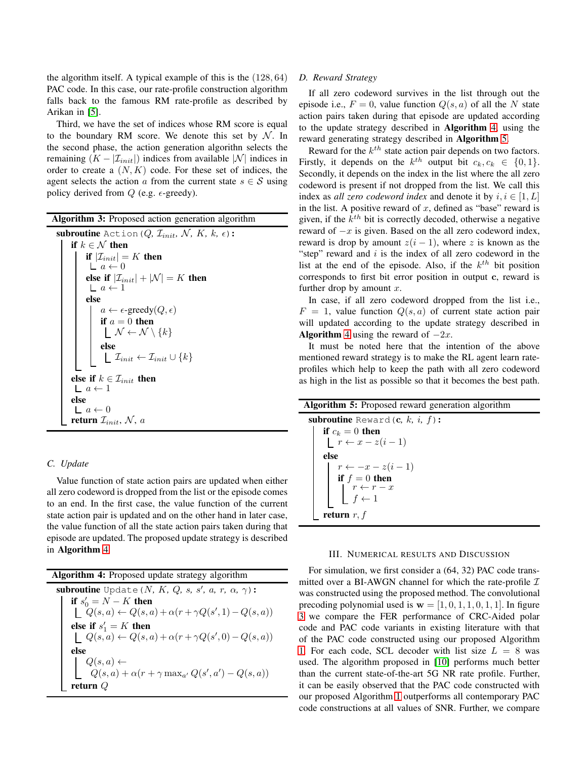the algorithm itself. A typical example of this is the $(128, 64)$ PAC code. In this case, our rate-profile construction algorithm falls back to the famous RM rate-profile as described by Arikan in [5].

Third, we have the set of indices whose RM score is equal to the boundary RM score. We denote this set by $\mathcal{N}$. In the second phase, the action generation algorithn selects the remaining $(K - |\mathcal{I}_{init}|)$ indices from available $|\mathcal{N}|$ indices in order to create a $(N, K)$ code. For these set of indices, the agent selects the action $a$ from the current state $s \in \mathcal{S}$ using policy derived from $Q$ (e.g. $\epsilon$-greedy).

**Algorithm 3:** Proposed action generation algorithm

```
subroutine Action(Q, I_init, N, K, k, ε):
    if k ∈ N then
        if |I_init| = K then
            a ← 0
        else if |I_init| + |N| = K then
            a ← 1
        else
            a ← ε-greedy(Q, ε)
            if a = 0 then
                N ← N \ {k}
            else
                I_init ← I_init ∪ {k}
    else if k ∈ I_init then
        a ← 1
    else
        a ← 0
    return I_init, N, a
```

### C. Update

Value function of state action pairs are updated when either all zero codeword is dropped from the list or the episode comes to an end. In the first case, the value function of the current state action pair is updated and on the other hand in later case, the value function of all the state action pairs taken during that episode are updated. The proposed update strategy is described in **Algorithm 4**.

**Algorithm 4:** Proposed update strategy algorithm

```
subroutine Update(N, K, Q, s, s', a, r, α, γ):
    if s'_0 = N − K then
        Q(s,a) ← Q(s,a) + α(r + γQ(s',1) − Q(s,a))
    else if s'_1 = K then
        Q(s,a) ← Q(s,a) + α(r + γQ(s',0) − Q(s,a))
    else
        Q(s,a) ←
          Q(s,a) + α(r + γ max_a' Q(s',a') − Q(s,a))
    return Q
```

### D. Reward Strategy

If all zero codeword survives in the list through out the episode i.e., $F = 0$, value function $Q(s, a)$ of all the $N$ state action pairs taken during that episode are updated according to the update strategy described in **Algorithm 4**, using the reward generating strategy described in **Algorithm 5**.

Reward for the $k^{th}$ state action pair depends on two factors. Firstly, it depends on the $k^{th}$ output bit $c_k, c_k \in \{0, 1\}$. Secondly, it depends on the index in the list where the all zero codeword is present if not dropped from the list. We call this index as *all zero codeword index* and denote it by $i, i \in [1, L]$ in the list. A positive reward of $x$, defined as "base" reward is given, if the $k^{th}$ bit is correctly decoded, otherwise a negative reward of $-x$ is given. Based on the all zero codeword index, reward is drop by amount $z(i - 1)$, where $z$ is known as the "step" reward and $i$ is the index of all zero codeword in the list at the end of the episode. Also, if the $k^{th}$ bit position corresponds to first bit error position in output $\mathbf{c}$, reward is further drop by amount $x$.

In case, if all zero codeword dropped from the list i.e., $F = 1$, value function $Q(s, a)$ of current state action pair will updated according to the update strategy described in **Algorithm 4** using the reward of $-2x$.

It must be noted here that the intention of the above mentioned reward strategy is to make the RL agent learn rate-profiles which help to keep the path with all zero codeword as high in the list as possible so that it becomes the best path.

**Algorithm 5:** Proposed reward generation algorithm

```
subroutine Reward(c, k, i, f):
    if c_k = 0 then
        r ← x − z(i − 1)
    else
        r ← −x − z(i − 1)
        if f = 0 then
            r ← r − x
            f ← 1
    return r, f
```

## III. Numerical Results and Discussion

For simulation, we first consider a (64, 32) PAC code transmitted over a BI-AWGN channel for which the rate-profile $\mathcal{I}$ was constructed using the proposed method. The convolutional precoding polynomial used is $\mathbf{w} = [1, 0, 1, 1, 0, 1, 1]$. In figure 3 we compare the FER performance of CRC-Aided polar code and PAC code variants in existing literature with that of the PAC code constructed using our proposed Algorithm 1. For each code, SCL decoder with list size $L = 8$ was used. The algorithm proposed in [10] performs much better than the current state-of-the-art 5G NR rate profile. Further, it can be easily observed that the PAC code constructed with our proposed Algorithm 1 outperforms all contemporary PAC code constructions at all values of SNR. Further, we compare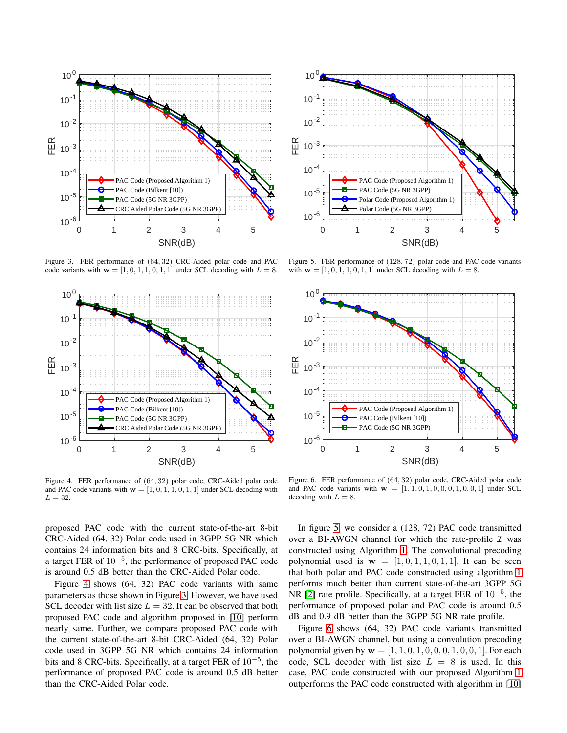Figure 3. FER performance of $(64, 32)$ CRC-Aided polar code and PAC code variants with $\mathbf{w} = [1, 0, 1, 1, 0, 1, 1]$ under SCL decoding with $L = 8$.

Figure 5. FER performance of $(128, 72)$ polar code and PAC code variants with $\mathbf{w} = [1, 0, 1, 1, 0, 1, 1]$ under SCL decoding with $L = 8$.

Figure 4. FER performance of $(64, 32)$ polar code, CRC-Aided polar code and PAC code variants with $\mathbf{w} = [1, 0, 1, 1, 0, 1, 1]$ under SCL decoding with $L = 32$.

Figure 6. FER performance of $(64, 32)$ polar code, CRC-Aided polar code and PAC code variants with $\mathbf{w} = [1, 1, 0, 1, 0, 0, 0, 1, 0, 0, 1]$ under SCL decoding with $L = 8$.

proposed PAC code with the current state-of-the-art 8-bit CRC-Aided (64, 32) Polar code used in 3GPP 5G NR which contains 24 information bits and 8 CRC-bits. Specifically, at a target FER of $10^{-5}$, the performance of proposed PAC code is around 0.5 dB better than the CRC-Aided Polar code.

Figure 4 shows (64, 32) PAC code variants with same parameters as those shown in Figure 3. However, we have used SCL decoder with list size $L = 32$. It can be observed that both proposed PAC code and algorithm proposed in [10] perform nearly same. Further, we compare proposed PAC code with the current state-of-the-art 8-bit CRC-Aided (64, 32) Polar code used in 3GPP 5G NR which contains 24 information bits and 8 CRC-bits. Specifically, at a target FER of $10^{-5}$, the performance of proposed PAC code is around 0.5 dB better than the CRC-Aided Polar code.

In figure 5 we consider a (128, 72) PAC code transmitted over a BI-AWGN channel for which the rate-profile $\mathcal{I}$ was constructed using Algorithm 1. The convolutional precoding polynomial used is $\mathbf{w} = [1, 0, 1, 1, 0, 1, 1]$. It can be seen that both polar and PAC code constructed using algorithm 1 performs much better than current state-of-the-art 3GPP 5G NR [2] rate profile. Specifically, at a target FER of $10^{-5}$, the performance of proposed polar and PAC code is around 0.5 dB and 0.9 dB better than the 3GPP 5G NR rate profile.

Figure 6 shows (64, 32) PAC code variants transmitted over a BI-AWGN channel, but using a convolution precoding polynomial given by $\mathbf{w} = [1, 1, 0, 1, 0, 0, 0, 1, 0, 0, 1]$. For each code, SCL decoder with list size $L = 8$ is used. In this case, PAC code constructed with our proposed Algorithm 1 outperforms the PAC code constructed with algorithm in [10]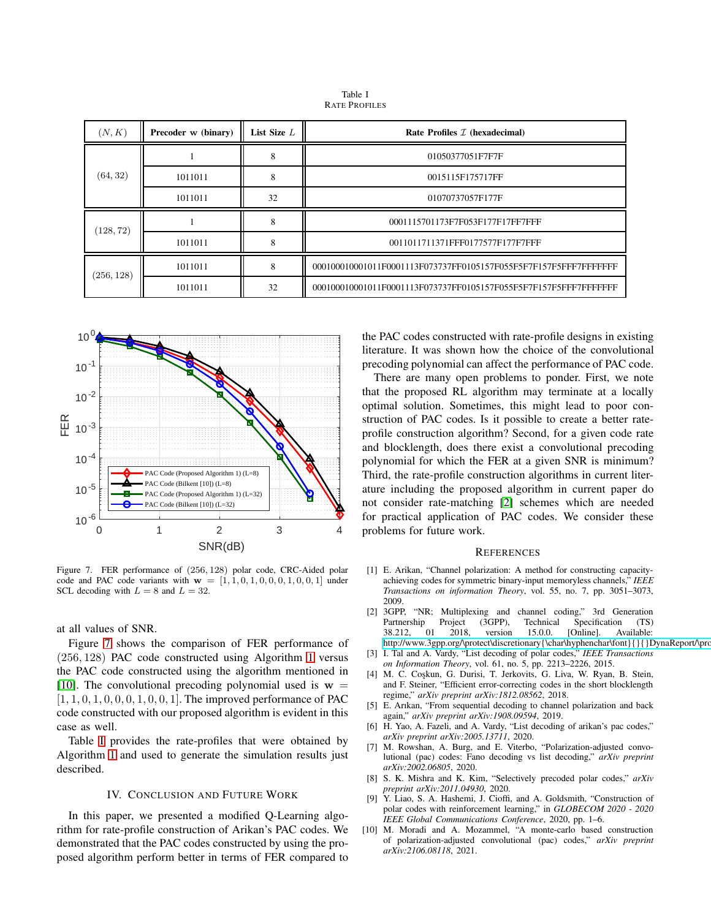Table I
RATE PROFILES

| $(N, K)$ | Precoder w (binary) | List Size $L$ | Rate Profiles $\mathcal{I}$ (hexadecimal) |
|---|---|---|---|
| $(64, 32)$ | 1 | 8 | 01050377051F7F7F |
| | 1011011 | 8 | 0015115F175717FF |
| | 1011011 | 32 | 01070737057F177F |
| $(128, 72)$ | 1 | 8 | 0001115701173F7F053F177F17FF7FFF |
| | 1011011 | 8 | 0011011711371FFF0177577F177F7FFF |
| $(256, 128)$ | 1011011 | 8 | 000100010001011F0001113F073737FF0105157F055F5F7F157F5FFF7FFFFFFF |
| | 1011011 | 32 | 000100010001011F0001113F073737FF0105157F055F5F7F157F5FFF7FFFFFFF |

FER
SNR(dB)
PAC Code (Proposed Algorithm 1) (L=8)
PAC Code (Bilkent [10]) (L=8)
PAC Code (Proposed Algorithm 1) (L=32)
PAC Code (Bilkent [10]) (L=32)

Figure 7. FER performance of $(256, 128)$ polar code, CRC-Aided polar code and PAC code variants with $\mathbf{w} = [1, 1, 0, 1, 0, 0, 0, 1, 0, 0, 1]$ under SCL decoding with $L = 8$ and $L = 32$.

at all values of SNR.

Figure 7 shows the comparison of FER performance of $(256, 128)$ PAC code constructed using Algorithm 1 versus the PAC code constructed using the algorithm mentioned in [10]. The convolutional precoding polynomial used is $\mathbf{w} = [1, 1, 0, 1, 0, 0, 0, 1, 0, 0, 1]$. The improved performance of PAC code constructed with our proposed algorithm is evident in this case as well.

Table I provides the rate-profiles that were obtained by Algorithm 1 and used to generate the simulation results just described.

## IV. Conclusion and Future Work

In this paper, we presented a modified Q-Learning algorithm for rate-profile construction of Arikan's PAC codes. We demonstrated that the PAC codes constructed by using the proposed algorithm perform better in terms of FER compared to the PAC codes constructed with rate-profile designs in existing literature. It was shown how the choice of the convolutional precoding polynomial can affect the performance of PAC code.

There are many open problems to ponder. First, we note that the proposed RL algorithm may terminate at a locally optimal solution. Sometimes, this might lead to poor construction of PAC codes. Is it possible to create a better rate-profile construction algorithm? Second, for a given code rate and blocklength, does there exist a convolutional precoding polynomial for which the FER at a given SNR is minimum? Third, the rate-profile construction algorithms in current literature including the proposed algorithm in current paper do not consider rate-matching [2] schemes which are needed for practical application of PAC codes. We consider these problems for future work.

## References

[1] E. Arikan, "Channel polarization: A method for constructing capacity-achieving codes for symmetric binary-input memoryless channels," *IEEE Transactions on information Theory*, vol. 55, no. 7, pp. 3051–3073, 2009.

[2] 3GPP, "NR; Multiplexing and channel coding," 3rd Generation Partnership Project (3GPP), Technical Specification (TS) 38.212, 01 2018, version 15.0.0. [Online]. Available: http://www.3gpp.org/\protect\discretionary{\char\hyphenchar\font}{}{}DynaReport/\pro

[3] I. Tal and A. Vardy, "List decoding of polar codes," *IEEE Transactions on Information Theory*, vol. 61, no. 5, pp. 2213–2226, 2015.

[4] M. C. Coşkun, G. Durisi, T. Jerkovits, G. Liva, W. Ryan, B. Stein, and F. Steiner, "Efficient error-correcting codes in the short blocklength regime," *arXiv preprint arXiv:1812.08562*, 2018.

[5] E. Arıkan, "From sequential decoding to channel polarization and back again," *arXiv preprint arXiv:1908.09594*, 2019.

[6] H. Yao, A. Fazeli, and A. Vardy, "List decoding of arikan's pac codes," *arXiv preprint arXiv:2005.13711*, 2020.

[7] M. Rowshan, A. Burg, and E. Viterbo, "Polarization-adjusted convolutional (pac) codes: Fano decoding vs list decoding," *arXiv preprint arXiv:2002.06805*, 2020.

[8] S. K. Mishra and K. Kim, "Selectively precoded polar codes," *arXiv preprint arXiv:2011.04930*, 2020.

[9] Y. Liao, S. A. Hashemi, J. Cioffi, and A. Goldsmith, "Construction of polar codes with reinforcement learning," in *GLOBECOM 2020 - 2020 IEEE Global Communications Conference*, 2020, pp. 1–6.

[10] M. Moradi and A. Mozammel, "A monte-carlo based construction of polarization-adjusted convolutional (pac) codes," *arXiv preprint arXiv:2106.08118*, 2021.